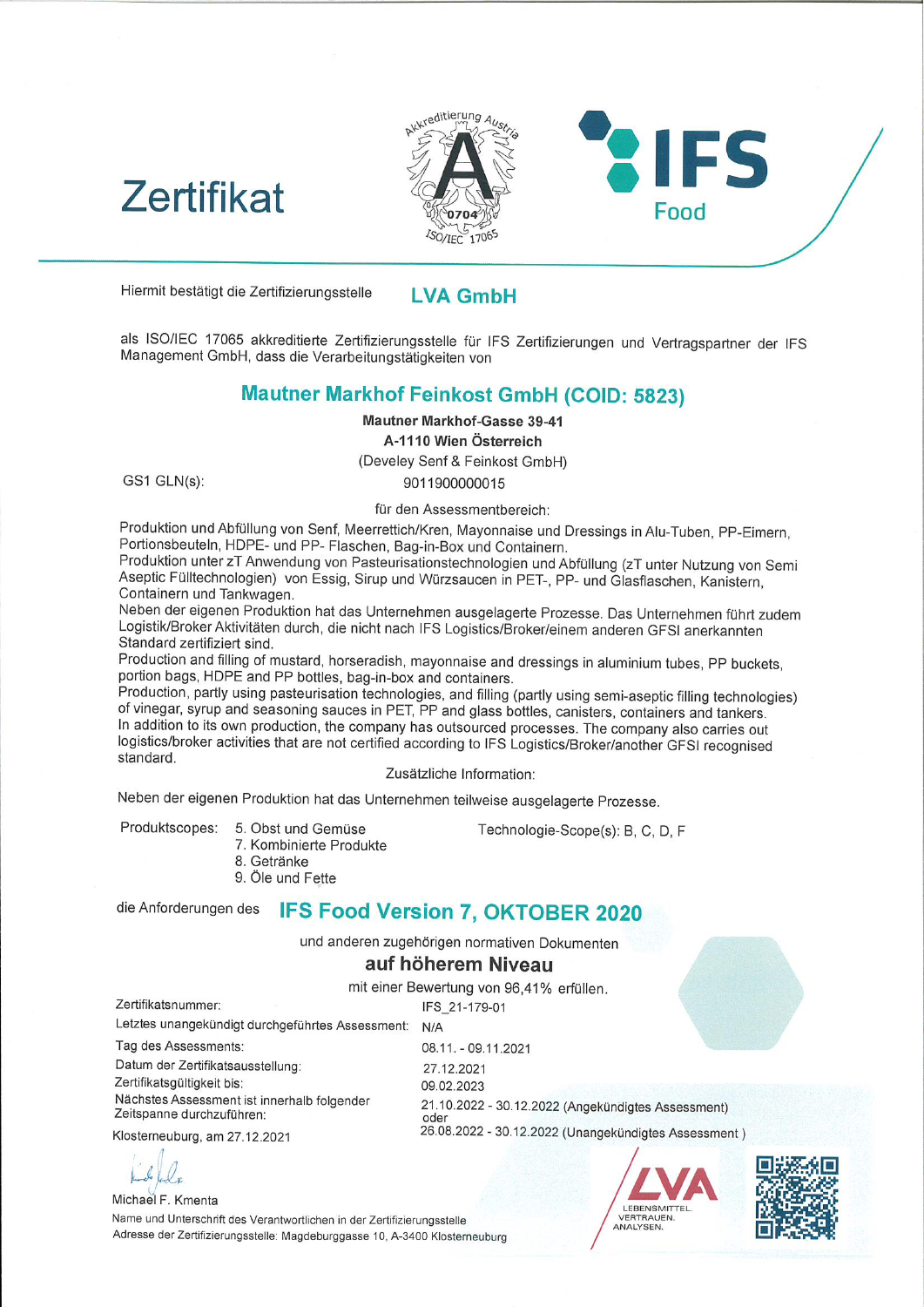# Zertifikat

Akkreditierung Austria 0704 ISO/IEC 17065

IFS Food

Hiermit bestätigt die Zertifizierungsstelle **LVA GmbH**

als ISO/IEC 17065 akkreditierte Zertifizierungsstelle für IFS Zertifizierungen und Vertragspartner der IFS Management GmbH, dass die Verarbeitungstätigkeiten von

## Mautner Markhof Feinkost GmbH (COID: 5823)

**Mautner Markhof-Gasse 39-41**
**A-1110 Wien Österreich**
(Develey Senf & Feinkost GmbH)

GS1 GLN(s): 9011900000015

für den Assessmentbereich:

Produktion und Abfüllung von Senf, Meerrettich/Kren, Mayonnaise und Dressings in Alu-Tuben, PP-Eimern, Portionsbeuteln, HDPE- und PP- Flaschen, Bag-in-Box und Containern.
Produktion unter zT Anwendung von Pasteurisationstechnologien und Abfüllung (zT unter Nutzung von Semi Aseptic Fülltechnologien) von Essig, Sirup und Würzsaucen in PET-, PP- und Glasflaschen, Kanistern, Containern und Tankwagen.
Neben der eigenen Produktion hat das Unternehmen ausgelagerte Prozesse. Das Unternehmen führt zudem Logistik/Broker Aktivitäten durch, die nicht nach IFS Logistics/Broker/einem anderen GFSI anerkannten Standard zertifiziert sind.
Production and filling of mustard, horseradish, mayonnaise and dressings in aluminium tubes, PP buckets, portion bags, HDPE and PP bottles, bag-in-box and containers.
Production, partly using pasteurisation technologies, and filling (partly using semi-aseptic filling technologies) of vinegar, syrup and seasoning sauces in PET, PP and glass bottles, canisters, containers and tankers.
In addition to its own production, the company has outsourced processes. The company also carries out logistics/broker activities that are not certified according to IFS Logistics/Broker/another GFSI recognised standard.

Zusätzliche Information:

Neben der eigenen Produktion hat das Unternehmen teilweise ausgelagerte Prozesse.

Produktscopes:
5. Obst und Gemüse
7. Kombinierte Produkte
8. Getränke
9. Öle und Fette

Technologie-Scope(s): B, C, D, F

die Anforderungen des **IFS Food Version 7, OKTOBER 2020**

und anderen zugehörigen normativen Dokumenten

**auf höherem Niveau**

mit einer Bewertung von 96,41% erfüllen.

| | |
|---|---|
| Zertifikatsnummer: | IFS_21-179-01 |
| Letztes unangekündigt durchgeführtes Assessment: | N/A |
| Tag des Assessments: | 08.11. - 09.11.2021 |
| Datum der Zertifikatsausstellung: | 27.12.2021 |
| Zertifikatsgültigkeit bis: | 09.02.2023 |
| Nächstes Assessment ist innerhalb folgender Zeitspanne durchzuführen: | 21.10.2022 - 30.12.2022 (Angekündigtes Assessment) oder 26.08.2022 - 30.12.2022 (Unangekündigtes Assessment ) |

Klosterneuburg, am 27.12.2021

Michael F. Kmenta
Name und Unterschrift des Verantwortlichen in der Zertifizierungsstelle
Adresse der Zertifizierungsstelle: Magdeburggasse 10, A-3400 Klosterneuburg

LVA LEBENSMITTEL. VERTRAUEN. ANALYSEN.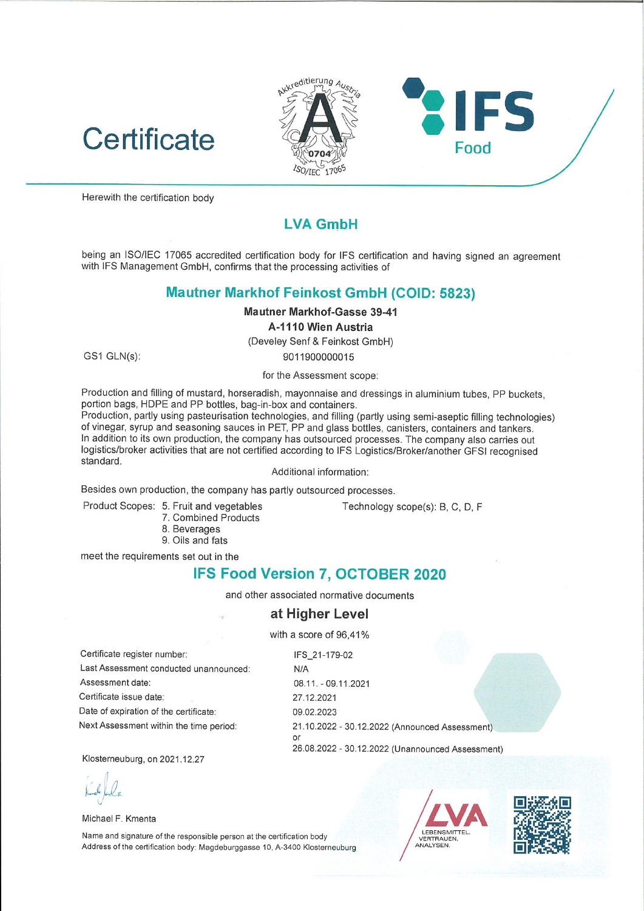# Certificate

Akkreditierung Austria 0704 ISO/IEC 17065

IFS Food

Herewith the certification body

## LVA GmbH

being an ISO/IEC 17065 accredited certification body for IFS certification and having signed an agreement with IFS Management GmbH, confirms that the processing activities of

## Mautner Markhof Feinkost GmbH (COID: 5823)

**Mautner Markhof-Gasse 39-41**
**A-1110 Wien Austria**
(Develey Senf & Feinkost GmbH)

GS1 GLN(s): 9011900000015

for the Assessment scope:

Production and filling of mustard, horseradish, mayonnaise and dressings in aluminium tubes, PP buckets, portion bags, HDPE and PP bottles, bag-in-box and containers.
Production, partly using pasteurisation technologies, and filling (partly using semi-aseptic filling technologies) of vinegar, syrup and seasoning sauces in PET, PP and glass bottles, canisters, containers and tankers.
In addition to its own production, the company has outsourced processes. The company also carries out logistics/broker activities that are not certified according to IFS Logistics/Broker/another GFSI recognised standard.

Additional information:

Besides own production, the company has partly outsourced processes.

Product Scopes:
5. Fruit and vegetables
7. Combined Products
8. Beverages
9. Oils and fats

Technology scope(s): B, C, D, F

meet the requirements set out in the

## IFS Food Version 7, OCTOBER 2020

and other associated normative documents

### at Higher Level

with a score of 96,41%

| | |
|---|---|
| Certificate register number: | IFS_21-179-02 |
| Last Assessment conducted unannounced: | N/A |
| Assessment date: | 08.11. - 09.11.2021 |
| Certificate issue date: | 27.12.2021 |
| Date of expiration of the certificate: | 09.02.2023 |
| Next Assessment within the time period: | 21.10.2022 - 30.12.2022 (Announced Assessment) or 26.08.2022 - 30.12.2022 (Unannounced Assessment) |

Klosterneuburg, on 2021.12.27

Michael F. Kmenta

Name and signature of the responsible person at the certification body
Address of the certification body: Magdeburggasse 10, A-3400 Klosterneuburg

LVA LEBENSMITTEL. VERTRAUEN. ANALYSEN.